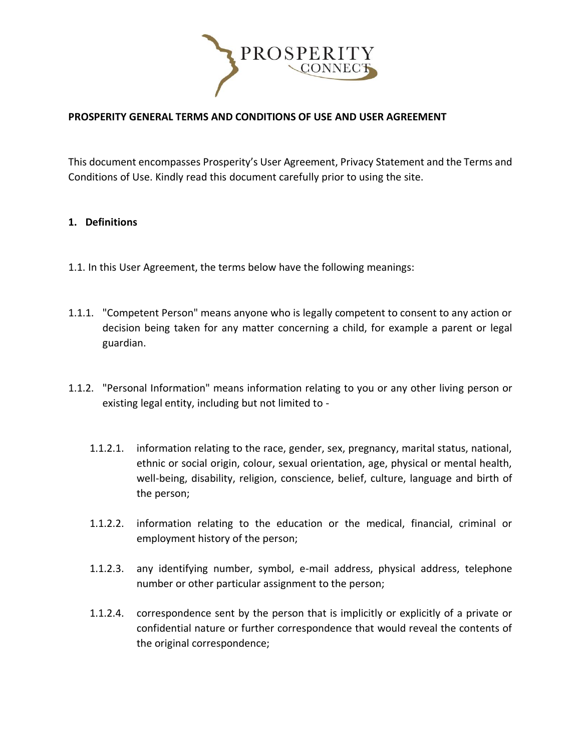**PROSPERITY GENERAL TERMS AND CONDITIONS OF USE AND USER AGREEMENT**

This document encompasses Prosperity's User Agreement, Privacy Statement and the Terms and Conditions of Use. Kindly read this document carefully prior to using the site.

## 1. Definitions

1.1. In this User Agreement, the terms below have the following meanings:

1.1.1. "Competent Person" means anyone who is legally competent to consent to any action or decision being taken for any matter concerning a child, for example a parent or legal guardian.

1.1.2. "Personal Information" means information relating to you or any other living person or existing legal entity, including but not limited to -

1.1.2.1. information relating to the race, gender, sex, pregnancy, marital status, national, ethnic or social origin, colour, sexual orientation, age, physical or mental health, well-being, disability, religion, conscience, belief, culture, language and birth of the person;

1.1.2.2. information relating to the education or the medical, financial, criminal or employment history of the person;

1.1.2.3. any identifying number, symbol, e-mail address, physical address, telephone number or other particular assignment to the person;

1.1.2.4. correspondence sent by the person that is implicitly or explicitly of a private or confidential nature or further correspondence that would reveal the contents of the original correspondence;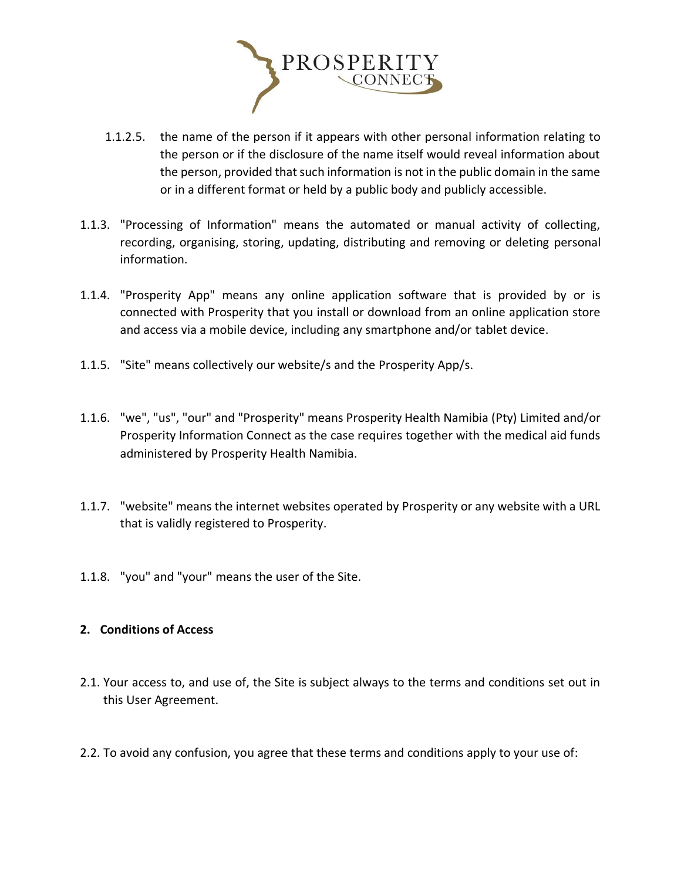1.1.2.5. the name of the person if it appears with other personal information relating to the person or if the disclosure of the name itself would reveal information about the person, provided that such information is not in the public domain in the same or in a different format or held by a public body and publicly accessible.

1.1.3. "Processing of Information" means the automated or manual activity of collecting, recording, organising, storing, updating, distributing and removing or deleting personal information.

1.1.4. "Prosperity App" means any online application software that is provided by or is connected with Prosperity that you install or download from an online application store and access via a mobile device, including any smartphone and/or tablet device.

1.1.5. "Site" means collectively our website/s and the Prosperity App/s.

1.1.6. "we", "us", "our" and "Prosperity" means Prosperity Health Namibia (Pty) Limited and/or Prosperity Information Connect as the case requires together with the medical aid funds administered by Prosperity Health Namibia.

1.1.7. "website" means the internet websites operated by Prosperity or any website with a URL that is validly registered to Prosperity.

1.1.8. "you" and "your" means the user of the Site.

## 2. Conditions of Access

2.1. Your access to, and use of, the Site is subject always to the terms and conditions set out in this User Agreement.

2.2. To avoid any confusion, you agree that these terms and conditions apply to your use of: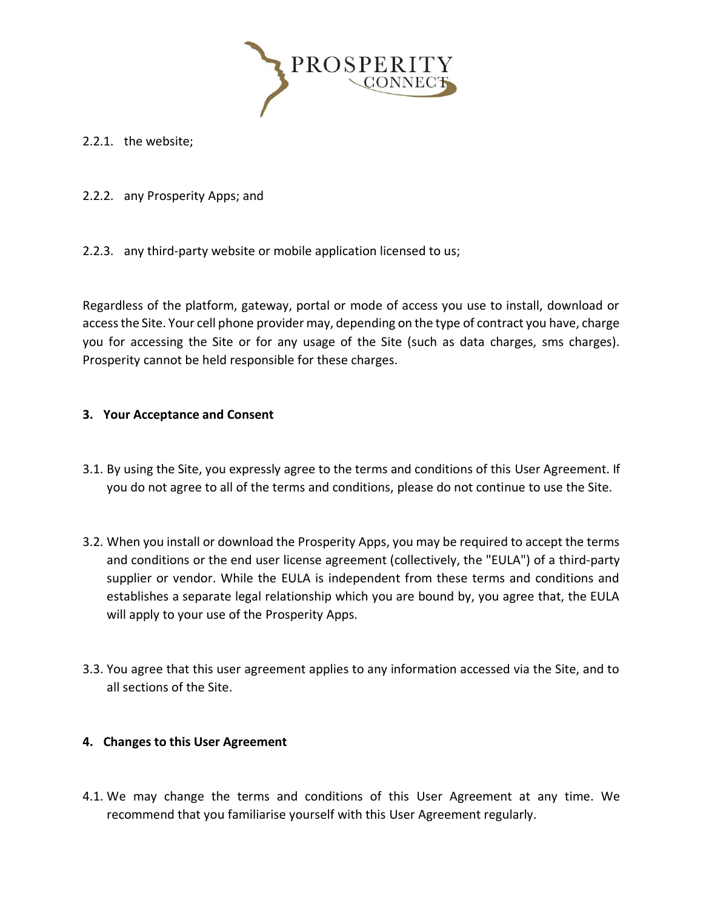2.2.1. the website;

2.2.2. any Prosperity Apps; and

2.2.3. any third-party website or mobile application licensed to us;

Regardless of the platform, gateway, portal or mode of access you use to install, download or access the Site. Your cell phone provider may, depending on the type of contract you have, charge you for accessing the Site or for any usage of the Site (such as data charges, sms charges). Prosperity cannot be held responsible for these charges.

## 3. Your Acceptance and Consent

3.1. By using the Site, you expressly agree to the terms and conditions of this User Agreement. If you do not agree to all of the terms and conditions, please do not continue to use the Site.

3.2. When you install or download the Prosperity Apps, you may be required to accept the terms and conditions or the end user license agreement (collectively, the "EULA") of a third-party supplier or vendor. While the EULA is independent from these terms and conditions and establishes a separate legal relationship which you are bound by, you agree that, the EULA will apply to your use of the Prosperity Apps.

3.3. You agree that this user agreement applies to any information accessed via the Site, and to all sections of the Site.

## 4. Changes to this User Agreement

4.1. We may change the terms and conditions of this User Agreement at any time. We recommend that you familiarise yourself with this User Agreement regularly.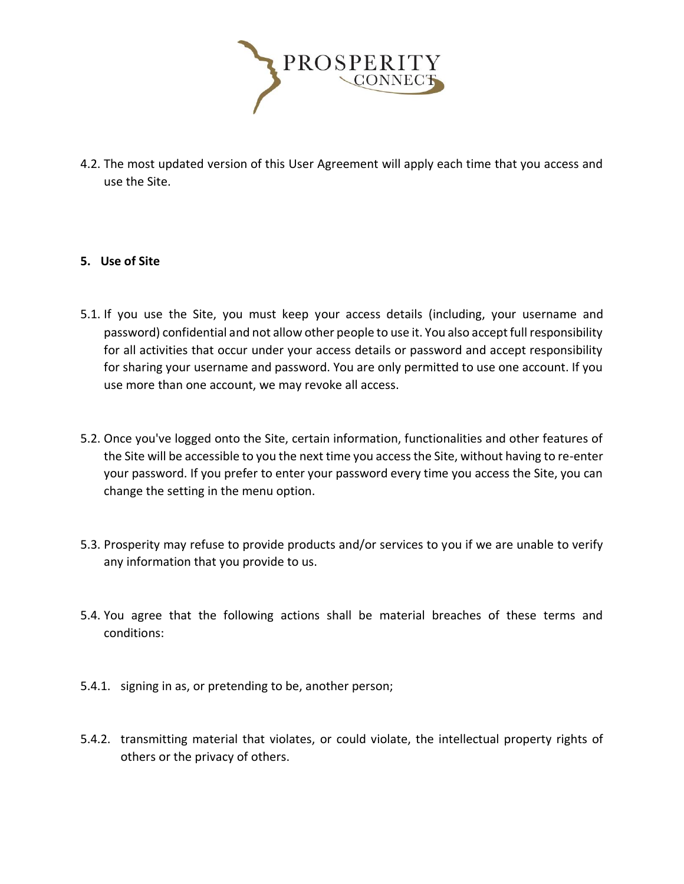4.2. The most updated version of this User Agreement will apply each time that you access and use the Site.

## 5. Use of Site

5.1. If you use the Site, you must keep your access details (including, your username and password) confidential and not allow other people to use it. You also accept full responsibility for all activities that occur under your access details or password and accept responsibility for sharing your username and password. You are only permitted to use one account. If you use more than one account, we may revoke all access.

5.2. Once you've logged onto the Site, certain information, functionalities and other features of the Site will be accessible to you the next time you access the Site, without having to re-enter your password. If you prefer to enter your password every time you access the Site, you can change the setting in the menu option.

5.3. Prosperity may refuse to provide products and/or services to you if we are unable to verify any information that you provide to us.

5.4. You agree that the following actions shall be material breaches of these terms and conditions:

5.4.1. signing in as, or pretending to be, another person;

5.4.2. transmitting material that violates, or could violate, the intellectual property rights of others or the privacy of others.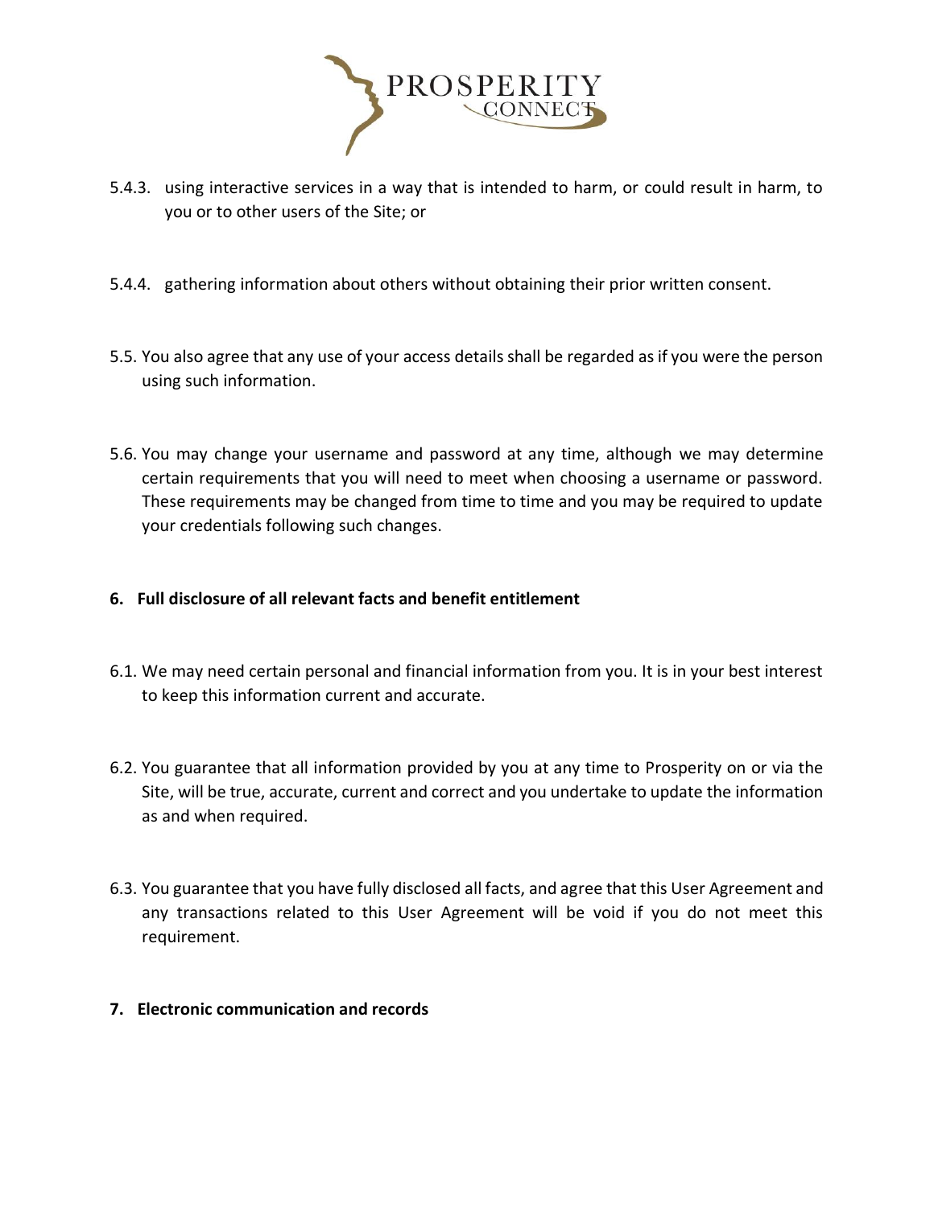5.4.3. using interactive services in a way that is intended to harm, or could result in harm, to you or to other users of the Site; or

5.4.4. gathering information about others without obtaining their prior written consent.

5.5. You also agree that any use of your access details shall be regarded as if you were the person using such information.

5.6. You may change your username and password at any time, although we may determine certain requirements that you will need to meet when choosing a username or password. These requirements may be changed from time to time and you may be required to update your credentials following such changes.

## 6. Full disclosure of all relevant facts and benefit entitlement

6.1. We may need certain personal and financial information from you. It is in your best interest to keep this information current and accurate.

6.2. You guarantee that all information provided by you at any time to Prosperity on or via the Site, will be true, accurate, current and correct and you undertake to update the information as and when required.

6.3. You guarantee that you have fully disclosed all facts, and agree that this User Agreement and any transactions related to this User Agreement will be void if you do not meet this requirement.

## 7. Electronic communication and records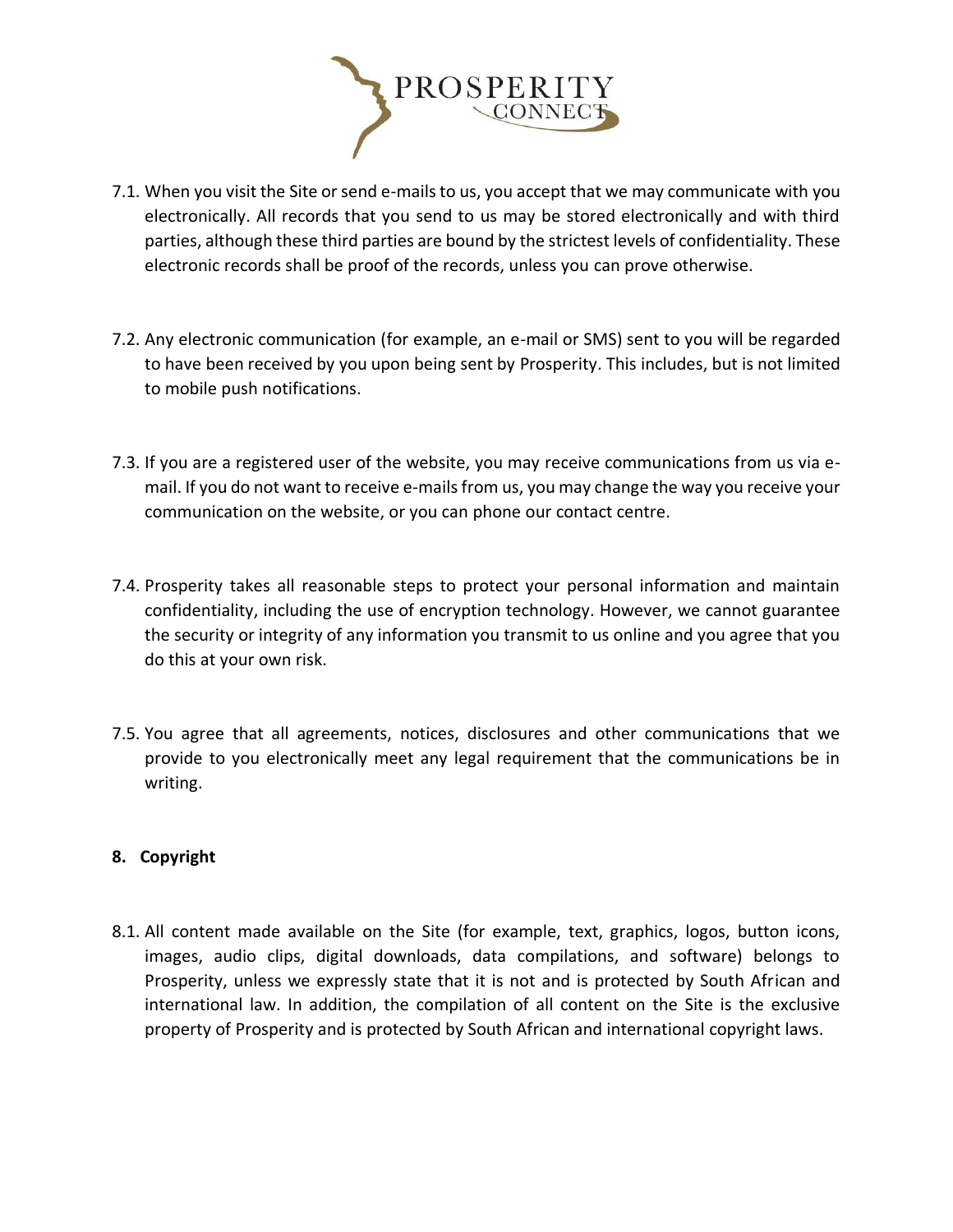7.1. When you visit the Site or send e-mails to us, you accept that we may communicate with you electronically. All records that you send to us may be stored electronically and with third parties, although these third parties are bound by the strictest levels of confidentiality. These electronic records shall be proof of the records, unless you can prove otherwise.

7.2. Any electronic communication (for example, an e-mail or SMS) sent to you will be regarded to have been received by you upon being sent by Prosperity. This includes, but is not limited to mobile push notifications.

7.3. If you are a registered user of the website, you may receive communications from us via e-mail. If you do not want to receive e-mails from us, you may change the way you receive your communication on the website, or you can phone our contact centre.

7.4. Prosperity takes all reasonable steps to protect your personal information and maintain confidentiality, including the use of encryption technology. However, we cannot guarantee the security or integrity of any information you transmit to us online and you agree that you do this at your own risk.

7.5. You agree that all agreements, notices, disclosures and other communications that we provide to you electronically meet any legal requirement that the communications be in writing.

## 8. Copyright

8.1. All content made available on the Site (for example, text, graphics, logos, button icons, images, audio clips, digital downloads, data compilations, and software) belongs to Prosperity, unless we expressly state that it is not and is protected by South African and international law. In addition, the compilation of all content on the Site is the exclusive property of Prosperity and is protected by South African and international copyright laws.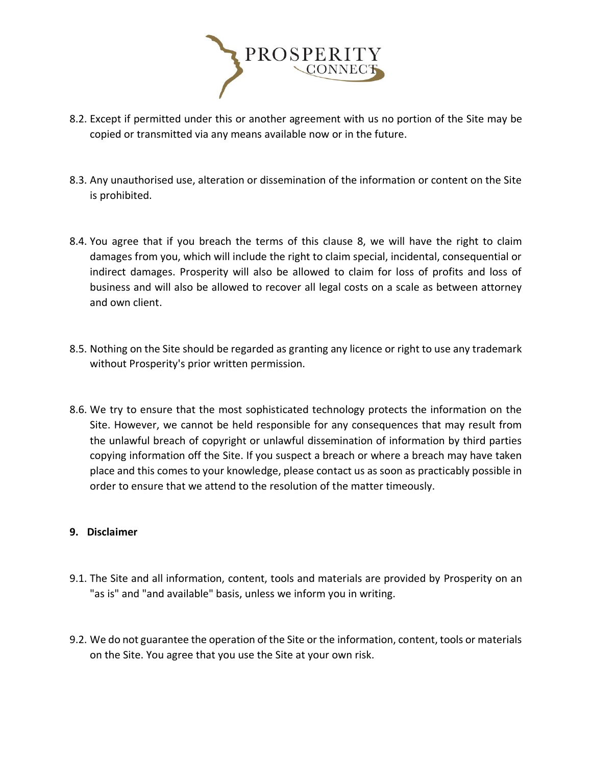8.2. Except if permitted under this or another agreement with us no portion of the Site may be copied or transmitted via any means available now or in the future.

8.3. Any unauthorised use, alteration or dissemination of the information or content on the Site is prohibited.

8.4. You agree that if you breach the terms of this clause 8, we will have the right to claim damages from you, which will include the right to claim special, incidental, consequential or indirect damages. Prosperity will also be allowed to claim for loss of profits and loss of business and will also be allowed to recover all legal costs on a scale as between attorney and own client.

8.5. Nothing on the Site should be regarded as granting any licence or right to use any trademark without Prosperity's prior written permission.

8.6. We try to ensure that the most sophisticated technology protects the information on the Site. However, we cannot be held responsible for any consequences that may result from the unlawful breach of copyright or unlawful dissemination of information by third parties copying information off the Site. If you suspect a breach or where a breach may have taken place and this comes to your knowledge, please contact us as soon as practicably possible in order to ensure that we attend to the resolution of the matter timeously.

## 9. Disclaimer

9.1. The Site and all information, content, tools and materials are provided by Prosperity on an "as is" and "and available" basis, unless we inform you in writing.

9.2. We do not guarantee the operation of the Site or the information, content, tools or materials on the Site. You agree that you use the Site at your own risk.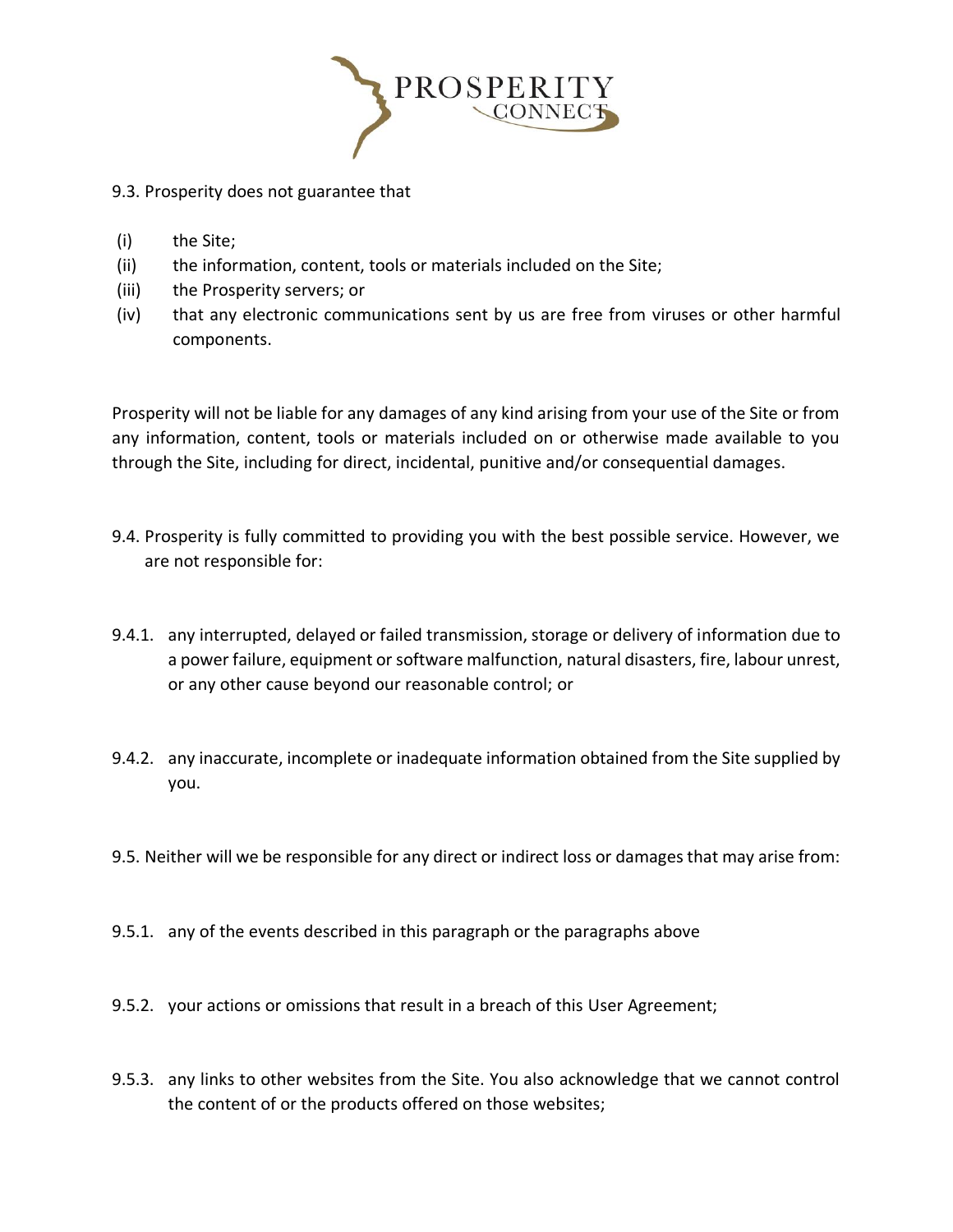9.3. Prosperity does not guarantee that

(i) the Site;
(ii) the information, content, tools or materials included on the Site;
(iii) the Prosperity servers; or
(iv) that any electronic communications sent by us are free from viruses or other harmful components.

Prosperity will not be liable for any damages of any kind arising from your use of the Site or from any information, content, tools or materials included on or otherwise made available to you through the Site, including for direct, incidental, punitive and/or consequential damages.

9.4. Prosperity is fully committed to providing you with the best possible service. However, we are not responsible for:

9.4.1. any interrupted, delayed or failed transmission, storage or delivery of information due to a power failure, equipment or software malfunction, natural disasters, fire, labour unrest, or any other cause beyond our reasonable control; or

9.4.2. any inaccurate, incomplete or inadequate information obtained from the Site supplied by you.

9.5. Neither will we be responsible for any direct or indirect loss or damages that may arise from:

9.5.1. any of the events described in this paragraph or the paragraphs above

9.5.2. your actions or omissions that result in a breach of this User Agreement;

9.5.3. any links to other websites from the Site. You also acknowledge that we cannot control the content of or the products offered on those websites;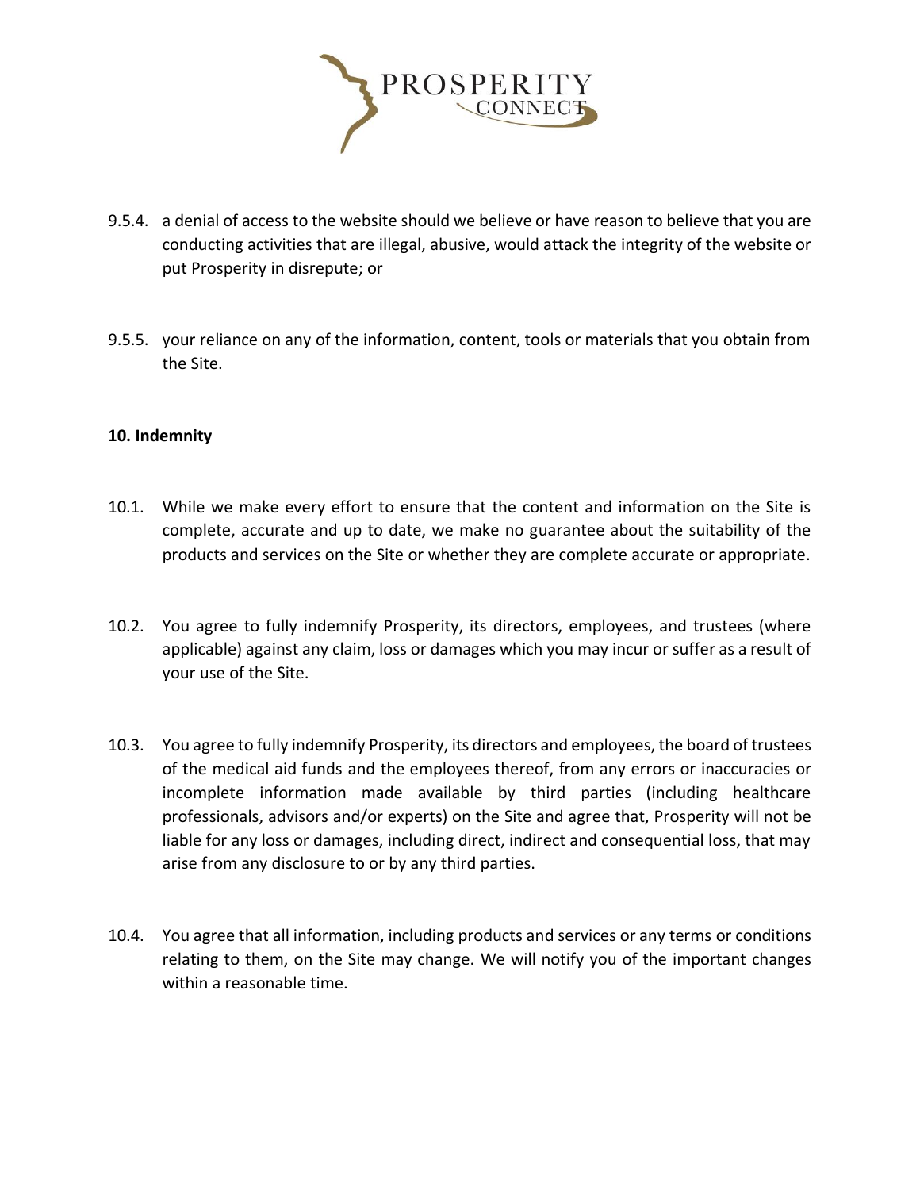9.5.4. a denial of access to the website should we believe or have reason to believe that you are conducting activities that are illegal, abusive, would attack the integrity of the website or put Prosperity in disrepute; or

9.5.5. your reliance on any of the information, content, tools or materials that you obtain from the Site.

**10. Indemnity**

10.1. While we make every effort to ensure that the content and information on the Site is complete, accurate and up to date, we make no guarantee about the suitability of the products and services on the Site or whether they are complete accurate or appropriate.

10.2. You agree to fully indemnify Prosperity, its directors, employees, and trustees (where applicable) against any claim, loss or damages which you may incur or suffer as a result of your use of the Site.

10.3. You agree to fully indemnify Prosperity, its directors and employees, the board of trustees of the medical aid funds and the employees thereof, from any errors or inaccuracies or incomplete information made available by third parties (including healthcare professionals, advisors and/or experts) on the Site and agree that, Prosperity will not be liable for any loss or damages, including direct, indirect and consequential loss, that may arise from any disclosure to or by any third parties.

10.4. You agree that all information, including products and services or any terms or conditions relating to them, on the Site may change. We will notify you of the important changes within a reasonable time.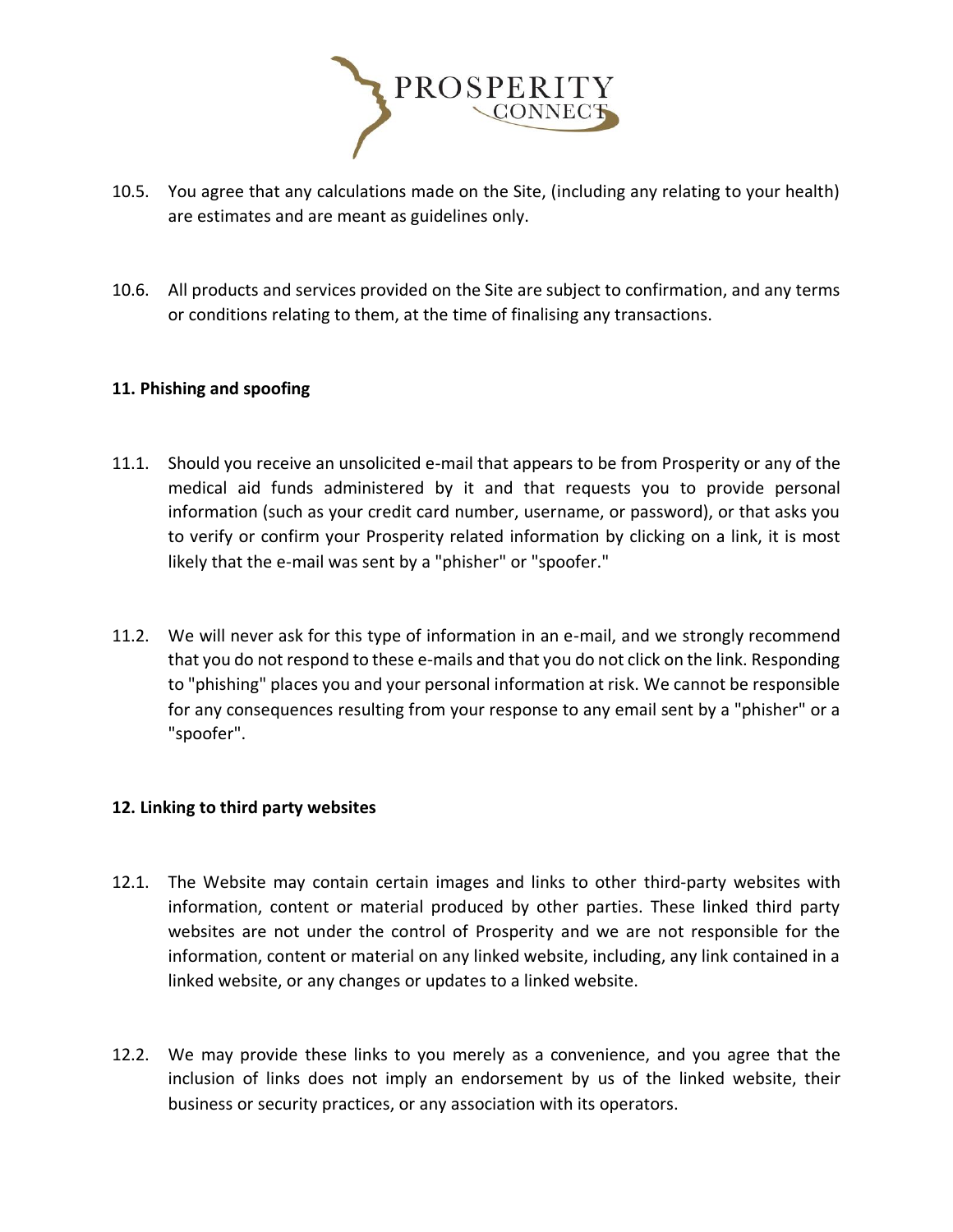10.5. You agree that any calculations made on the Site, (including any relating to your health) are estimates and are meant as guidelines only.

10.6. All products and services provided on the Site are subject to confirmation, and any terms or conditions relating to them, at the time of finalising any transactions.

### 11. Phishing and spoofing

11.1. Should you receive an unsolicited e-mail that appears to be from Prosperity or any of the medical aid funds administered by it and that requests you to provide personal information (such as your credit card number, username, or password), or that asks you to verify or confirm your Prosperity related information by clicking on a link, it is most likely that the e-mail was sent by a "phisher" or "spoofer."

11.2. We will never ask for this type of information in an e-mail, and we strongly recommend that you do not respond to these e-mails and that you do not click on the link. Responding to "phishing" places you and your personal information at risk. We cannot be responsible for any consequences resulting from your response to any email sent by a "phisher" or a "spoofer".

### 12. Linking to third party websites

12.1. The Website may contain certain images and links to other third-party websites with information, content or material produced by other parties. These linked third party websites are not under the control of Prosperity and we are not responsible for the information, content or material on any linked website, including, any link contained in a linked website, or any changes or updates to a linked website.

12.2. We may provide these links to you merely as a convenience, and you agree that the inclusion of links does not imply an endorsement by us of the linked website, their business or security practices, or any association with its operators.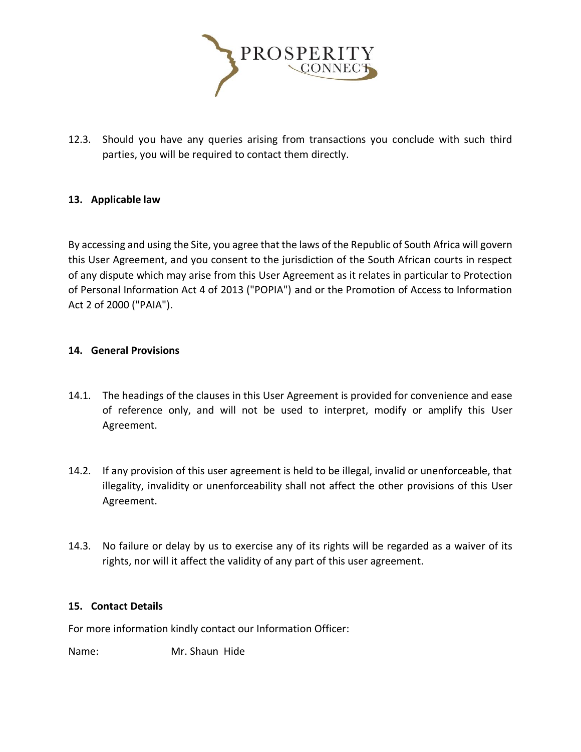12.3. Should you have any queries arising from transactions you conclude with such third parties, you will be required to contact them directly.

## 13. Applicable law

By accessing and using the Site, you agree that the laws of the Republic of South Africa will govern this User Agreement, and you consent to the jurisdiction of the South African courts in respect of any dispute which may arise from this User Agreement as it relates in particular to Protection of Personal Information Act 4 of 2013 ("POPIA") and or the Promotion of Access to Information Act 2 of 2000 ("PAIA").

## 14. General Provisions

14.1. The headings of the clauses in this User Agreement is provided for convenience and ease of reference only, and will not be used to interpret, modify or amplify this User Agreement.

14.2. If any provision of this user agreement is held to be illegal, invalid or unenforceable, that illegality, invalidity or unenforceability shall not affect the other provisions of this User Agreement.

14.3. No failure or delay by us to exercise any of its rights will be regarded as a waiver of its rights, nor will it affect the validity of any part of this user agreement.

## 15. Contact Details

For more information kindly contact our Information Officer:

Name: Mr. Shaun Hide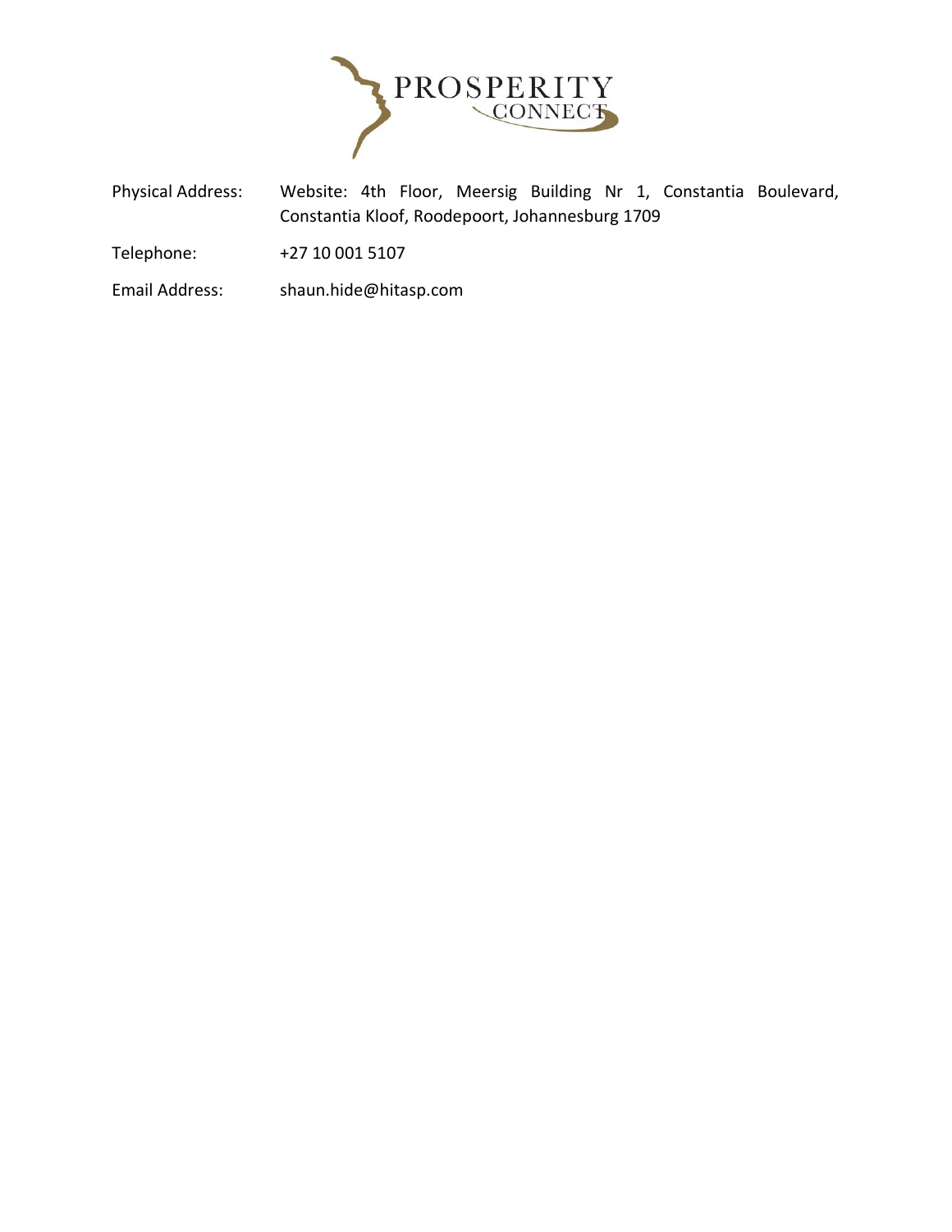PROSPERITY CONNECT

| | |
|---|---|
| Physical Address: | Website: 4th Floor, Meersig Building Nr 1, Constantia Boulevard, Constantia Kloof, Roodepoort, Johannesburg 1709 |
| Telephone: | +27 10 001 5107 |
| Email Address: | shaun.hide@hitasp.com |